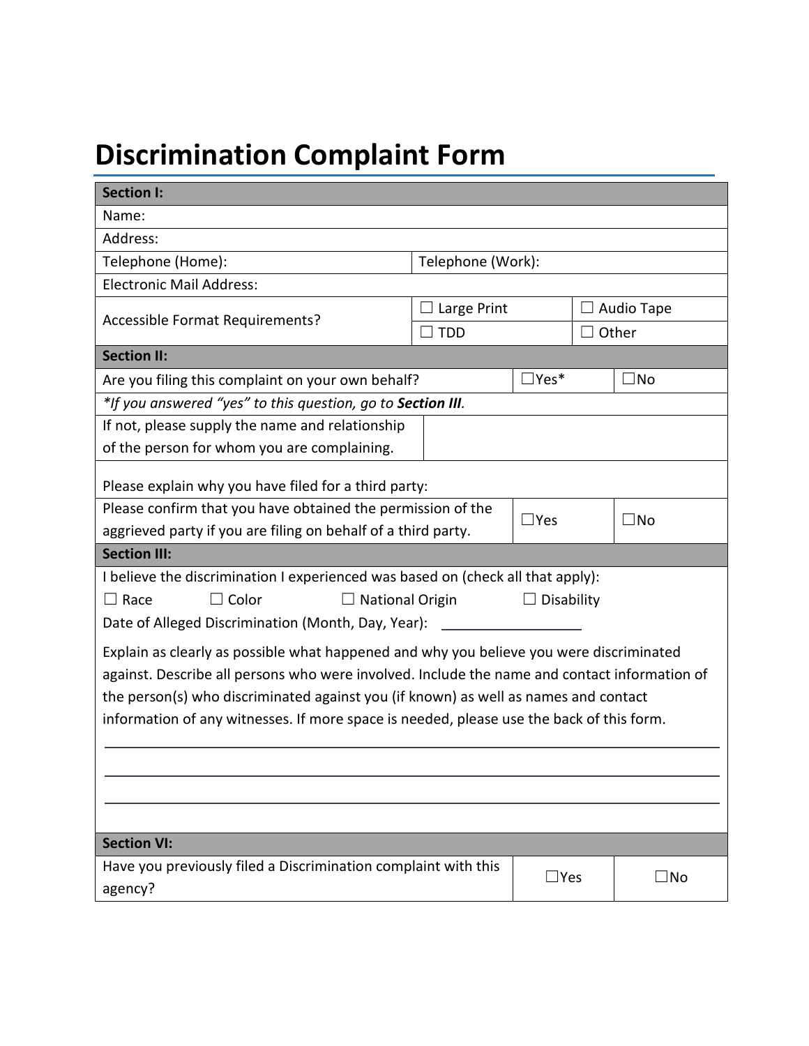# Discrimination Complaint Form

| **Section I:** | | | |
|---|---|---|---|
| Name: | | | |
| Address: | | | |
| Telephone (Home): | Telephone (Work): | | |
| Electronic Mail Address: | | | |
| Accessible Format Requirements? | ☐ Large Print | ☐ Audio Tape | |
| | ☐ TDD | ☐ Other | |

| **Section II:** | | |
|---|---|---|
| Are you filing this complaint on your own behalf? | ☐Yes* | ☐No |
| *\*If you answered "yes" to this question, go to **Section III**.* | | |
| If not, please supply the name and relationship of the person for whom you are complaining. | | |
| Please explain why you have filed for a third party: | | |
| Please confirm that you have obtained the permission of the aggrieved party if you are filing on behalf of a third party. | ☐Yes | ☐No |

| **Section III:** |
|---|
| I believe the discrimination I experienced was based on (check all that apply):<br>☐ Race ☐ Color ☐ National Origin ☐ Disability<br>Date of Alleged Discrimination (Month, Day, Year): ________________<br><br>Explain as clearly as possible what happened and why you believe you were discriminated against. Describe all persons who were involved. Include the name and contact information of the person(s) who discriminated against you (if known) as well as names and contact information of any witnesses. If more space is needed, please use the back of this form.<br>______________________________________________<br>______________________________________________<br>______________________________________________ |

| **Section VI:** | | |
|---|---|---|
| Have you previously filed a Discrimination complaint with this agency? | ☐Yes | ☐No |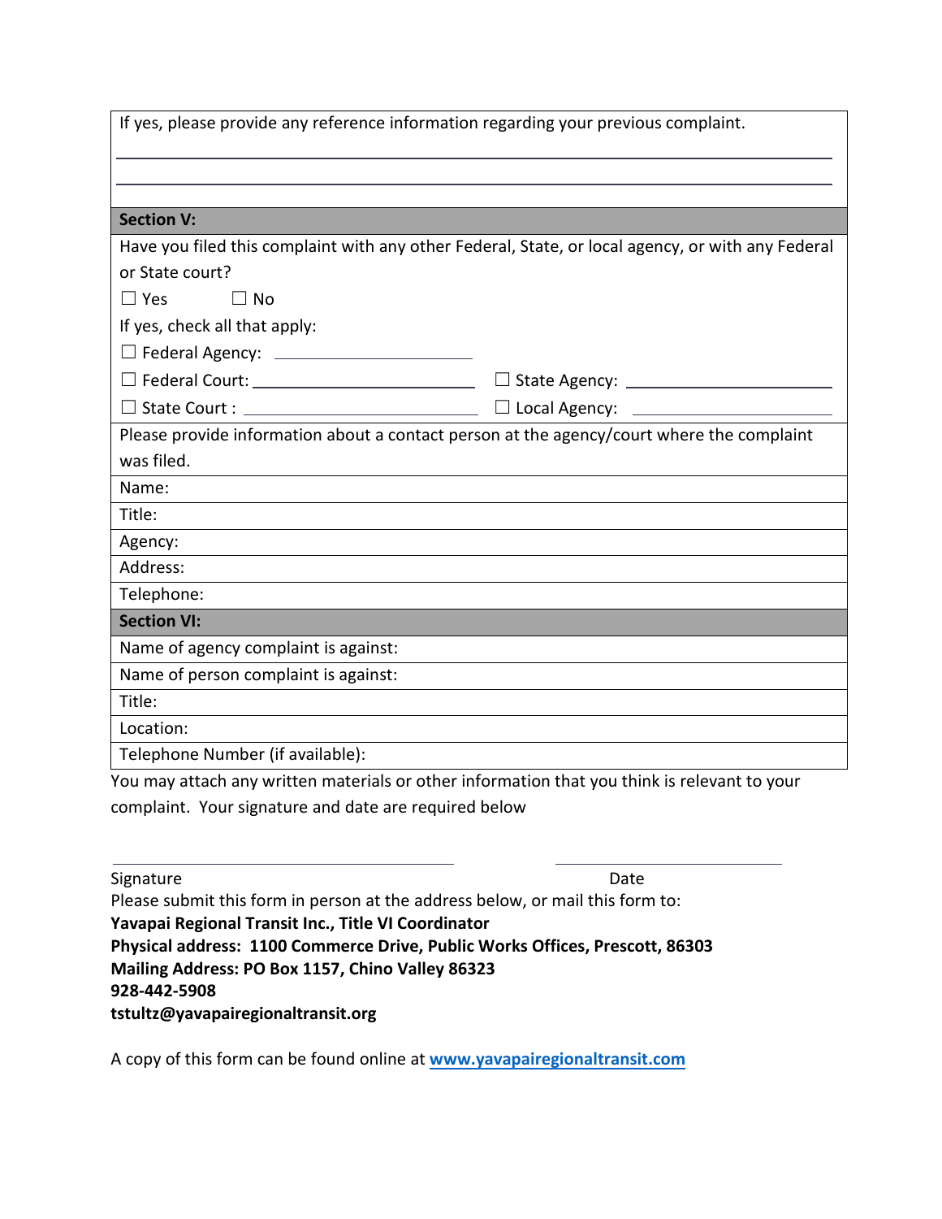If yes, please provide any reference information regarding your previous complaint.

\_\_\_\_\_\_\_\_\_\_\_\_\_\_\_\_\_\_\_\_\_\_\_\_\_\_\_\_\_\_\_\_\_\_\_\_\_\_\_\_\_\_\_\_\_\_\_\_\_\_\_\_\_\_\_\_\_\_\_\_

\_\_\_\_\_\_\_\_\_\_\_\_\_\_\_\_\_\_\_\_\_\_\_\_\_\_\_\_\_\_\_\_\_\_\_\_\_\_\_\_\_\_\_\_\_\_\_\_\_\_\_\_\_\_\_\_\_\_\_\_

**Section V:**

Have you filed this complaint with any other Federal, State, or local agency, or with any Federal or State court?

☐ Yes ☐ No

If yes, check all that apply:

☐ Federal Agency: \_\_\_\_\_\_\_\_\_\_\_\_\_\_\_\_\_\_\_\_

☐ Federal Court: \_\_\_\_\_\_\_\_\_\_\_\_\_\_\_\_\_\_\_\_ ☐ State Agency: \_\_\_\_\_\_\_\_\_\_\_\_\_\_\_\_\_\_\_\_

☐ State Court : \_\_\_\_\_\_\_\_\_\_\_\_\_\_\_\_\_\_\_\_ ☐ Local Agency: \_\_\_\_\_\_\_\_\_\_\_\_\_\_\_\_\_\_\_\_

Please provide information about a contact person at the agency/court where the complaint was filed.

Name:

Title:

Agency:

Address:

Telephone:

**Section VI:**

Name of agency complaint is against:

Name of person complaint is against:

Title:

Location:

Telephone Number (if available):

You may attach any written materials or other information that you think is relevant to your complaint. Your signature and date are required below

\_\_\_\_\_\_\_\_\_\_\_\_\_\_\_\_\_\_\_\_\_\_\_\_\_\_\_\_\_\_\_\_ \_\_\_\_\_\_\_\_\_\_\_\_\_\_\_\_\_\_\_\_

Signature Date

Please submit this form in person at the address below, or mail this form to:

**Yavapai Regional Transit Inc., Title VI Coordinator**

**Physical address: 1100 Commerce Drive, Public Works Offices, Prescott, 86303**

**Mailing Address: PO Box 1157, Chino Valley 86323**

**928-442-5908**

**tstultz@yavapairegionaltransit.org**

A copy of this form can be found online at **www.yavapairegionaltransit.com**